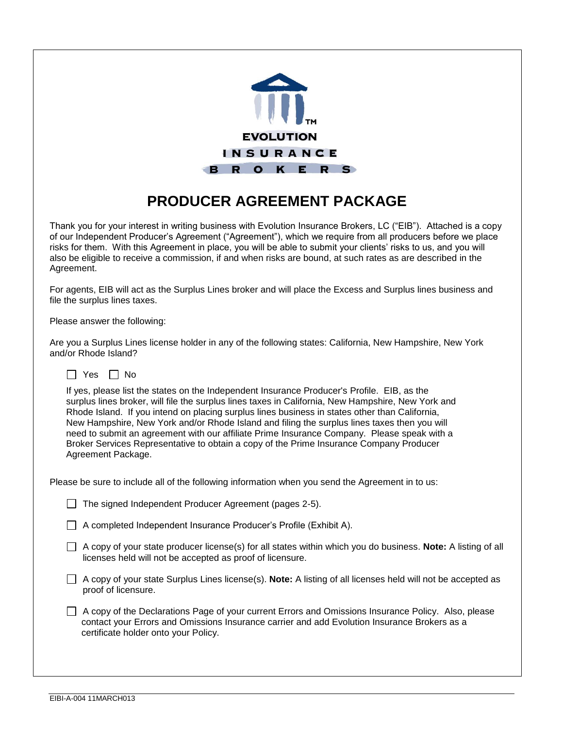EVOLUTION INSURANCE BROKERS

# PRODUCER AGREEMENT PACKAGE

Thank you for your interest in writing business with Evolution Insurance Brokers, LC ("EIB"). Attached is a copy of our Independent Producer's Agreement ("Agreement"), which we require from all producers before we place risks for them. With this Agreement in place, you will be able to submit your clients' risks to us, and you will also be eligible to receive a commission, if and when risks are bound, at such rates as are described in the Agreement.

For agents, EIB will act as the Surplus Lines broker and will place the Excess and Surplus lines business and file the surplus lines taxes.

Please answer the following:

Are you a Surplus Lines license holder in any of the following states: California, New Hampshire, New York and/or Rhode Island?

☐ Yes ☐ No

If yes, please list the states on the Independent Insurance Producer's Profile. EIB, as the surplus lines broker, will file the surplus lines taxes in California, New Hampshire, New York and Rhode Island. If you intend on placing surplus lines business in states other than California, New Hampshire, New York and/or Rhode Island and filing the surplus lines taxes then you will need to submit an agreement with our affiliate Prime Insurance Company. Please speak with a Broker Services Representative to obtain a copy of the Prime Insurance Company Producer Agreement Package.

Please be sure to include all of the following information when you send the Agreement in to us:

- ☐ The signed Independent Producer Agreement (pages 2-5).
- ☐ A completed Independent Insurance Producer's Profile (Exhibit A).
- ☐ A copy of your state producer license(s) for all states within which you do business. **Note:** A listing of all licenses held will not be accepted as proof of licensure.
- ☐ A copy of your state Surplus Lines license(s). **Note:** A listing of all licenses held will not be accepted as proof of licensure.
- ☐ A copy of the Declarations Page of your current Errors and Omissions Insurance Policy. Also, please contact your Errors and Omissions Insurance carrier and add Evolution Insurance Brokers as a certificate holder onto your Policy.

EIBI-A-004 11MARCH013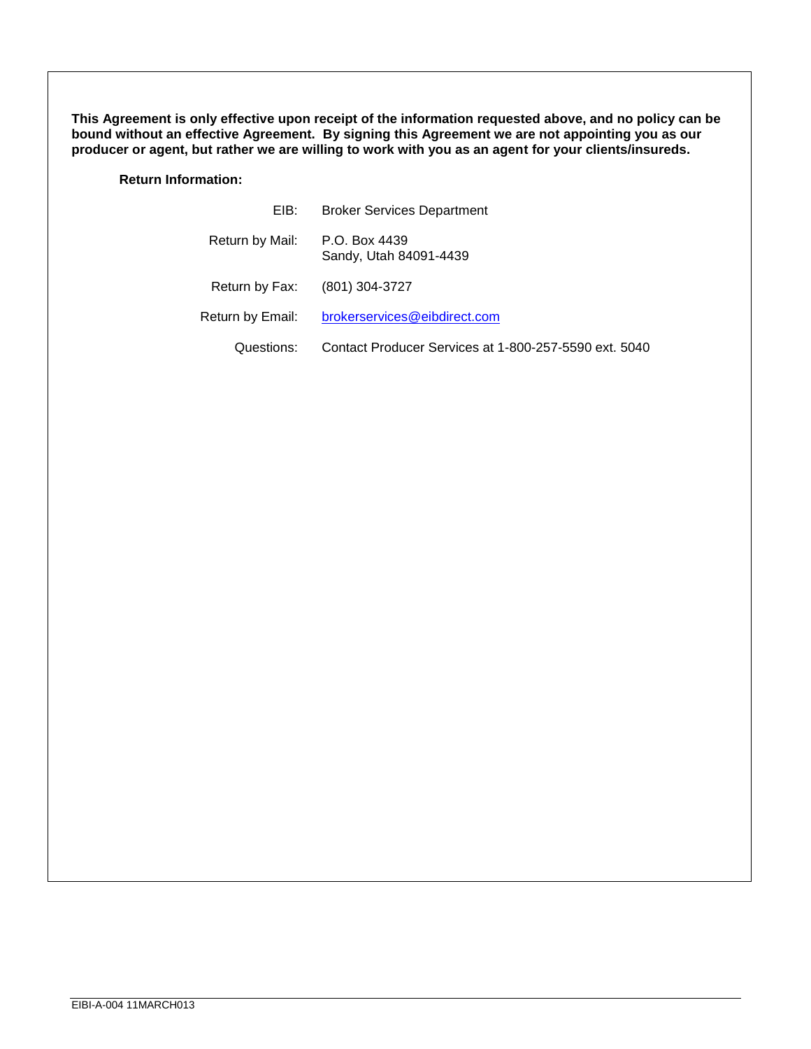**This Agreement is only effective upon receipt of the information requested above, and no policy can be bound without an effective Agreement. By signing this Agreement we are not appointing you as our producer or agent, but rather we are willing to work with you as an agent for your clients/insureds.**

**Return Information:**

| | |
|---|---|
| EIB: | Broker Services Department |
| Return by Mail: | P.O. Box 4439<br>Sandy, Utah 84091-4439 |
| Return by Fax: | (801) 304-3727 |
| Return by Email: | brokerservices@eibdirect.com |
| Questions: | Contact Producer Services at 1-800-257-5590 ext. 5040 |

EIBI-A-004 11MARCH013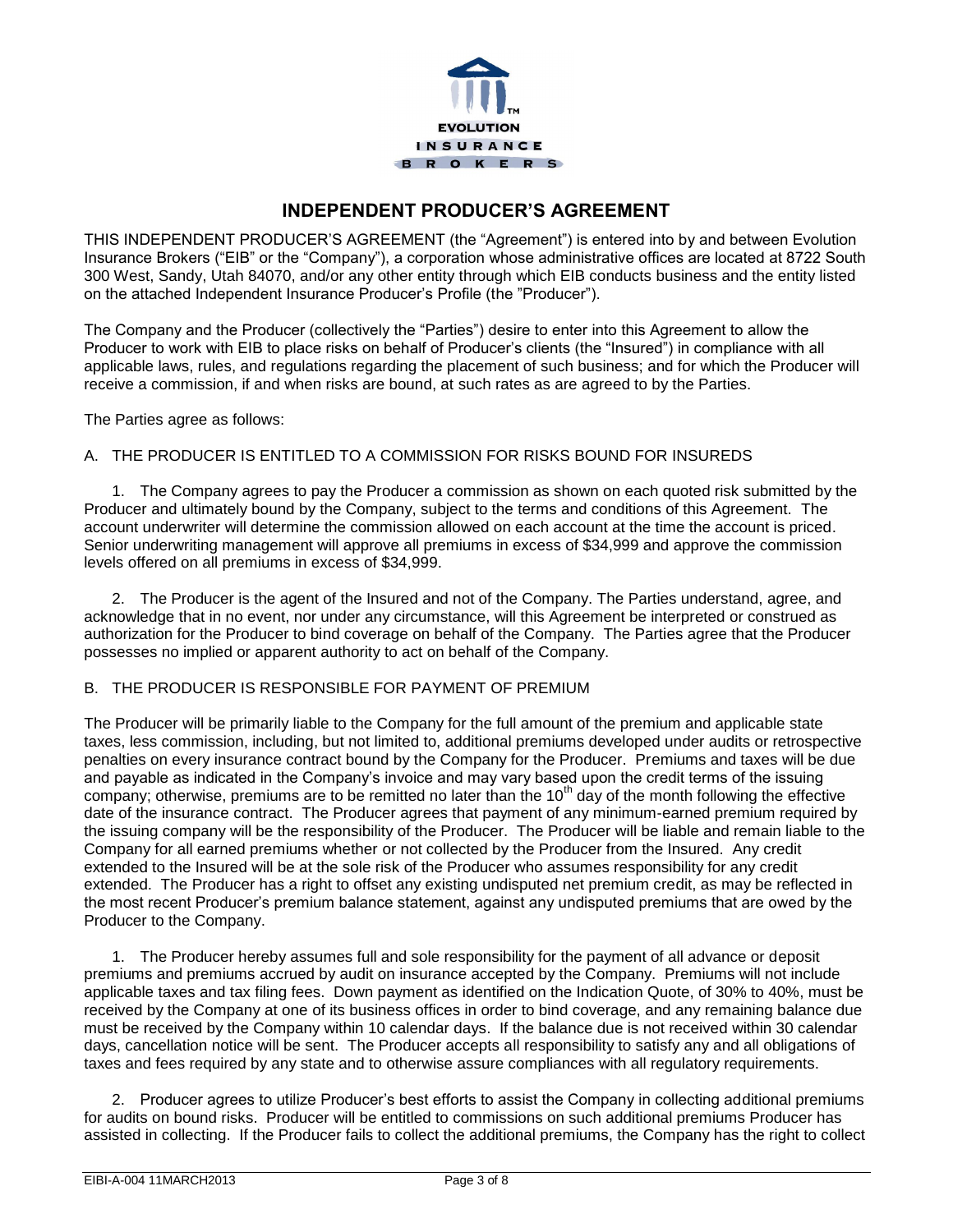EVOLUTION INSURANCE BROKERS

# INDEPENDENT PRODUCER'S AGREEMENT

THIS INDEPENDENT PRODUCER'S AGREEMENT (the "Agreement") is entered into by and between Evolution Insurance Brokers ("EIB" or the "Company"), a corporation whose administrative offices are located at 8722 South 300 West, Sandy, Utah 84070, and/or any other entity through which EIB conducts business and the entity listed on the attached Independent Insurance Producer's Profile (the "Producer").

The Company and the Producer (collectively the "Parties") desire to enter into this Agreement to allow the Producer to work with EIB to place risks on behalf of Producer's clients (the "Insured") in compliance with all applicable laws, rules, and regulations regarding the placement of such business; and for which the Producer will receive a commission, if and when risks are bound, at such rates as are agreed to by the Parties.

The Parties agree as follows:

## A. THE PRODUCER IS ENTITLED TO A COMMISSION FOR RISKS BOUND FOR INSUREDS

1. The Company agrees to pay the Producer a commission as shown on each quoted risk submitted by the Producer and ultimately bound by the Company, subject to the terms and conditions of this Agreement. The account underwriter will determine the commission allowed on each account at the time the account is priced. Senior underwriting management will approve all premiums in excess of $34,999 and approve the commission levels offered on all premiums in excess of $34,999.

2. The Producer is the agent of the Insured and not of the Company. The Parties understand, agree, and acknowledge that in no event, nor under any circumstance, will this Agreement be interpreted or construed as authorization for the Producer to bind coverage on behalf of the Company. The Parties agree that the Producer possesses no implied or apparent authority to act on behalf of the Company.

## B. THE PRODUCER IS RESPONSIBLE FOR PAYMENT OF PREMIUM

The Producer will be primarily liable to the Company for the full amount of the premium and applicable state taxes, less commission, including, but not limited to, additional premiums developed under audits or retrospective penalties on every insurance contract bound by the Company for the Producer. Premiums and taxes will be due and payable as indicated in the Company's invoice and may vary based upon the credit terms of the issuing company; otherwise, premiums are to be remitted no later than the 10th day of the month following the effective date of the insurance contract. The Producer agrees that payment of any minimum-earned premium required by the issuing company will be the responsibility of the Producer. The Producer will be liable and remain liable to the Company for all earned premiums whether or not collected by the Producer from the Insured. Any credit extended to the Insured will be at the sole risk of the Producer who assumes responsibility for any credit extended. The Producer has a right to offset any existing undisputed net premium credit, as may be reflected in the most recent Producer's premium balance statement, against any undisputed premiums that are owed by the Producer to the Company.

1. The Producer hereby assumes full and sole responsibility for the payment of all advance or deposit premiums and premiums accrued by audit on insurance accepted by the Company. Premiums will not include applicable taxes and tax filing fees. Down payment as identified on the Indication Quote, of 30% to 40%, must be received by the Company at one of its business offices in order to bind coverage, and any remaining balance due must be received by the Company within 10 calendar days. If the balance due is not received within 30 calendar days, cancellation notice will be sent. The Producer accepts all responsibility to satisfy any and all obligations of taxes and fees required by any state and to otherwise assure compliances with all regulatory requirements.

2. Producer agrees to utilize Producer's best efforts to assist the Company in collecting additional premiums for audits on bound risks. Producer will be entitled to commissions on such additional premiums Producer has assisted in collecting. If the Producer fails to collect the additional premiums, the Company has the right to collect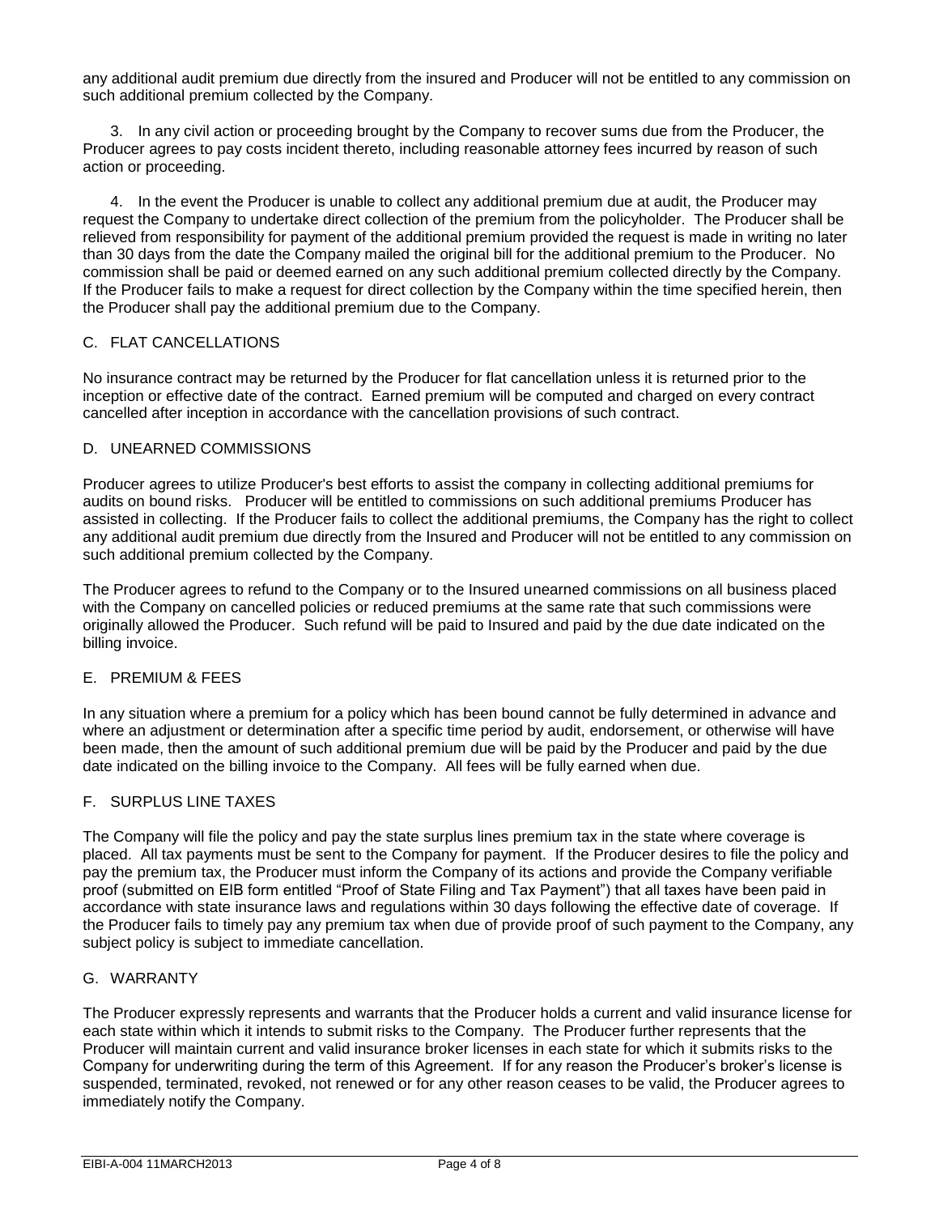any additional audit premium due directly from the insured and Producer will not be entitled to any commission on such additional premium collected by the Company.

3. In any civil action or proceeding brought by the Company to recover sums due from the Producer, the Producer agrees to pay costs incident thereto, including reasonable attorney fees incurred by reason of such action or proceeding.

4. In the event the Producer is unable to collect any additional premium due at audit, the Producer may request the Company to undertake direct collection of the premium from the policyholder. The Producer shall be relieved from responsibility for payment of the additional premium provided the request is made in writing no later than 30 days from the date the Company mailed the original bill for the additional premium to the Producer. No commission shall be paid or deemed earned on any such additional premium collected directly by the Company. If the Producer fails to make a request for direct collection by the Company within the time specified herein, then the Producer shall pay the additional premium due to the Company.

## C. FLAT CANCELLATIONS

No insurance contract may be returned by the Producer for flat cancellation unless it is returned prior to the inception or effective date of the contract. Earned premium will be computed and charged on every contract cancelled after inception in accordance with the cancellation provisions of such contract.

## D. UNEARNED COMMISSIONS

Producer agrees to utilize Producer's best efforts to assist the company in collecting additional premiums for audits on bound risks. Producer will be entitled to commissions on such additional premiums Producer has assisted in collecting. If the Producer fails to collect the additional premiums, the Company has the right to collect any additional audit premium due directly from the Insured and Producer will not be entitled to any commission on such additional premium collected by the Company.

The Producer agrees to refund to the Company or to the Insured unearned commissions on all business placed with the Company on cancelled policies or reduced premiums at the same rate that such commissions were originally allowed the Producer. Such refund will be paid to Insured and paid by the due date indicated on the billing invoice.

## E. PREMIUM & FEES

In any situation where a premium for a policy which has been bound cannot be fully determined in advance and where an adjustment or determination after a specific time period by audit, endorsement, or otherwise will have been made, then the amount of such additional premium due will be paid by the Producer and paid by the due date indicated on the billing invoice to the Company. All fees will be fully earned when due.

## F. SURPLUS LINE TAXES

The Company will file the policy and pay the state surplus lines premium tax in the state where coverage is placed. All tax payments must be sent to the Company for payment. If the Producer desires to file the policy and pay the premium tax, the Producer must inform the Company of its actions and provide the Company verifiable proof (submitted on EIB form entitled "Proof of State Filing and Tax Payment") that all taxes have been paid in accordance with state insurance laws and regulations within 30 days following the effective date of coverage. If the Producer fails to timely pay any premium tax when due of provide proof of such payment to the Company, any subject policy is subject to immediate cancellation.

## G. WARRANTY

The Producer expressly represents and warrants that the Producer holds a current and valid insurance license for each state within which it intends to submit risks to the Company. The Producer further represents that the Producer will maintain current and valid insurance broker licenses in each state for which it submits risks to the Company for underwriting during the term of this Agreement. If for any reason the Producer's broker's license is suspended, terminated, revoked, not renewed or for any other reason ceases to be valid, the Producer agrees to immediately notify the Company.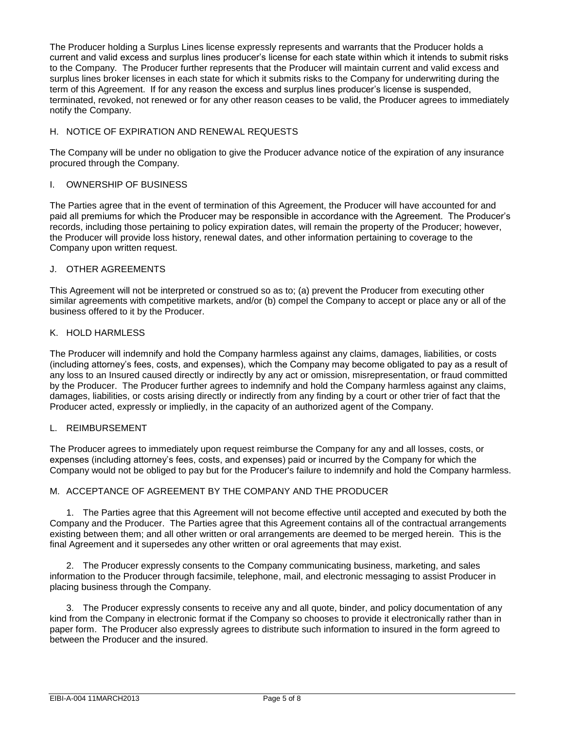The Producer holding a Surplus Lines license expressly represents and warrants that the Producer holds a current and valid excess and surplus lines producer's license for each state within which it intends to submit risks to the Company. The Producer further represents that the Producer will maintain current and valid excess and surplus lines broker licenses in each state for which it submits risks to the Company for underwriting during the term of this Agreement. If for any reason the excess and surplus lines producer's license is suspended, terminated, revoked, not renewed or for any other reason ceases to be valid, the Producer agrees to immediately notify the Company.

## H. NOTICE OF EXPIRATION AND RENEWAL REQUESTS

The Company will be under no obligation to give the Producer advance notice of the expiration of any insurance procured through the Company.

## I. OWNERSHIP OF BUSINESS

The Parties agree that in the event of termination of this Agreement, the Producer will have accounted for and paid all premiums for which the Producer may be responsible in accordance with the Agreement. The Producer's records, including those pertaining to policy expiration dates, will remain the property of the Producer; however, the Producer will provide loss history, renewal dates, and other information pertaining to coverage to the Company upon written request.

## J. OTHER AGREEMENTS

This Agreement will not be interpreted or construed so as to; (a) prevent the Producer from executing other similar agreements with competitive markets, and/or (b) compel the Company to accept or place any or all of the business offered to it by the Producer.

## K. HOLD HARMLESS

The Producer will indemnify and hold the Company harmless against any claims, damages, liabilities, or costs (including attorney's fees, costs, and expenses), which the Company may become obligated to pay as a result of any loss to an Insured caused directly or indirectly by any act or omission, misrepresentation, or fraud committed by the Producer. The Producer further agrees to indemnify and hold the Company harmless against any claims, damages, liabilities, or costs arising directly or indirectly from any finding by a court or other trier of fact that the Producer acted, expressly or impliedly, in the capacity of an authorized agent of the Company.

## L. REIMBURSEMENT

The Producer agrees to immediately upon request reimburse the Company for any and all losses, costs, or expenses (including attorney's fees, costs, and expenses) paid or incurred by the Company for which the Company would not be obliged to pay but for the Producer's failure to indemnify and hold the Company harmless.

## M. ACCEPTANCE OF AGREEMENT BY THE COMPANY AND THE PRODUCER

1. The Parties agree that this Agreement will not become effective until accepted and executed by both the Company and the Producer. The Parties agree that this Agreement contains all of the contractual arrangements existing between them; and all other written or oral arrangements are deemed to be merged herein. This is the final Agreement and it supersedes any other written or oral agreements that may exist.

2. The Producer expressly consents to the Company communicating business, marketing, and sales information to the Producer through facsimile, telephone, mail, and electronic messaging to assist Producer in placing business through the Company.

3. The Producer expressly consents to receive any and all quote, binder, and policy documentation of any kind from the Company in electronic format if the Company so chooses to provide it electronically rather than in paper form. The Producer also expressly agrees to distribute such information to insured in the form agreed to between the Producer and the insured.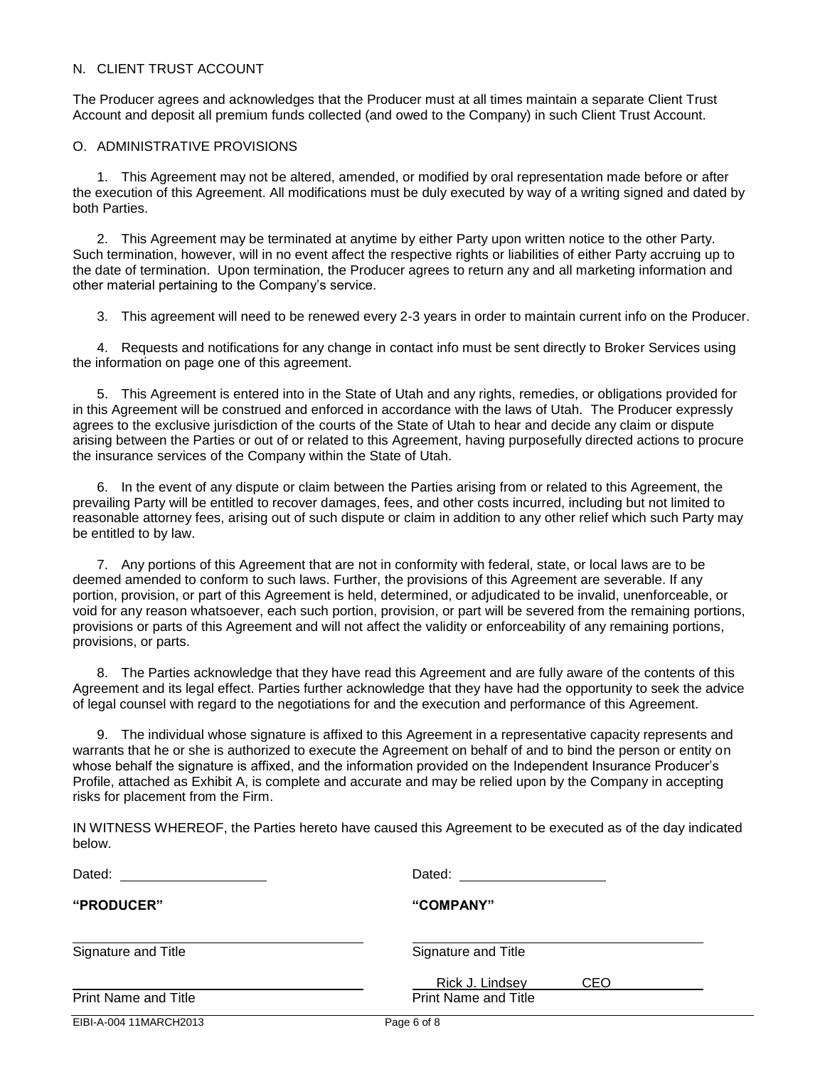N. CLIENT TRUST ACCOUNT

The Producer agrees and acknowledges that the Producer must at all times maintain a separate Client Trust Account and deposit all premium funds collected (and owed to the Company) in such Client Trust Account.

O. ADMINISTRATIVE PROVISIONS

1. This Agreement may not be altered, amended, or modified by oral representation made before or after the execution of this Agreement. All modifications must be duly executed by way of a writing signed and dated by both Parties.

2. This Agreement may be terminated at anytime by either Party upon written notice to the other Party. Such termination, however, will in no event affect the respective rights or liabilities of either Party accruing up to the date of termination. Upon termination, the Producer agrees to return any and all marketing information and other material pertaining to the Company's service.

3. This agreement will need to be renewed every 2-3 years in order to maintain current info on the Producer.

4. Requests and notifications for any change in contact info must be sent directly to Broker Services using the information on page one of this agreement.

5. This Agreement is entered into in the State of Utah and any rights, remedies, or obligations provided for in this Agreement will be construed and enforced in accordance with the laws of Utah. The Producer expressly agrees to the exclusive jurisdiction of the courts of the State of Utah to hear and decide any claim or dispute arising between the Parties or out of or related to this Agreement, having purposefully directed actions to procure the insurance services of the Company within the State of Utah.

6. In the event of any dispute or claim between the Parties arising from or related to this Agreement, the prevailing Party will be entitled to recover damages, fees, and other costs incurred, including but not limited to reasonable attorney fees, arising out of such dispute or claim in addition to any other relief which such Party may be entitled to by law.

7. Any portions of this Agreement that are not in conformity with federal, state, or local laws are to be deemed amended to conform to such laws. Further, the provisions of this Agreement are severable. If any portion, provision, or part of this Agreement is held, determined, or adjudicated to be invalid, unenforceable, or void for any reason whatsoever, each such portion, provision, or part will be severed from the remaining portions, provisions or parts of this Agreement and will not affect the validity or enforceability of any remaining portions, provisions, or parts.

8. The Parties acknowledge that they have read this Agreement and are fully aware of the contents of this Agreement and its legal effect. Parties further acknowledge that they have had the opportunity to seek the advice of legal counsel with regard to the negotiations for and the execution and performance of this Agreement.

9. The individual whose signature is affixed to this Agreement in a representative capacity represents and warrants that he or she is authorized to execute the Agreement on behalf of and to bind the person or entity on whose behalf the signature is affixed, and the information provided on the Independent Insurance Producer's Profile, attached as Exhibit A, is complete and accurate and may be relied upon by the Company in accepting risks for placement from the Firm.

IN WITNESS WHEREOF, the Parties hereto have caused this Agreement to be executed as of the day indicated below.

| | |
|---|---|
| Dated: ____________________ | Dated: ____________________ |
| **"PRODUCER"** | **"COMPANY"** |
| ____________________ | ____________________ |
| Signature and Title | Signature and Title |
| ____________________ | Rick J. Lindsey CEO |
| Print Name and Title | Print Name and Title |

EIBI-A-004 11MARCH2013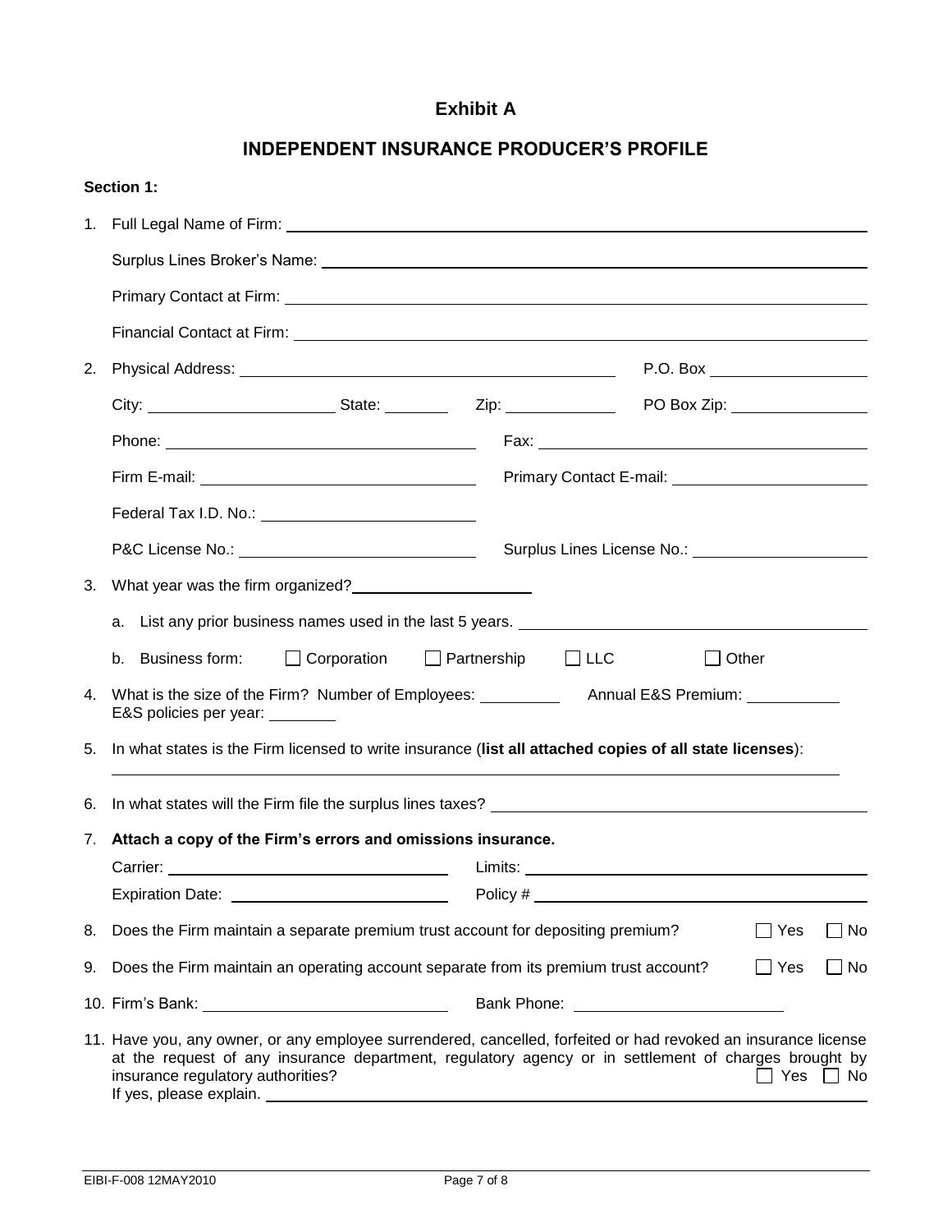# Exhibit A

## INDEPENDENT INSURANCE PRODUCER'S PROFILE

**Section 1:**

1. Full Legal Name of Firm: ______________________________

   Surplus Lines Broker's Name: ______________________________

   Primary Contact at Firm: ______________________________

   Financial Contact at Firm: ______________________________

2. Physical Address: ______________________ P.O. Box ______________

   City: ______________ State: ________ Zip: __________ PO Box Zip: ______________

   Phone: ______________________ Fax: ______________________

   Firm E-mail: ______________________ Primary Contact E-mail: ______________________

   Federal Tax I.D. No.: ______________________

   P&C License No.: ______________________ Surplus Lines License No.: ______________________

3. What year was the firm organized? ______________

   a. List any prior business names used in the last 5 years. ______________________________

   b. Business form: ☐ Corporation ☐ Partnership ☐ LLC ☐ Other

4. What is the size of the Firm? Number of Employees: __________ Annual E&S Premium: __________ E&S policies per year: ________

5. In what states is the Firm licensed to write insurance (**list all attached copies of all state licenses**): ______________________________

6. In what states will the Firm file the surplus lines taxes? ______________________________

7. **Attach a copy of the Firm's errors and omissions insurance.**

   Carrier: ______________________ Limits: ______________________

   Expiration Date: ______________________ Policy # ______________________

8. Does the Firm maintain a separate premium trust account for depositing premium? ☐ Yes ☐ No

9. Does the Firm maintain an operating account separate from its premium trust account? ☐ Yes ☐ No

10. Firm's Bank: ______________________ Bank Phone: ______________________

11. Have you, any owner, or any employee surrendered, cancelled, forfeited or had revoked an insurance license at the request of any insurance department, regulatory agency or in settlement of charges brought by insurance regulatory authorities? ☐ Yes ☐ No
    If yes, please explain. ______________________________

EIBI-F-008 12MAY2010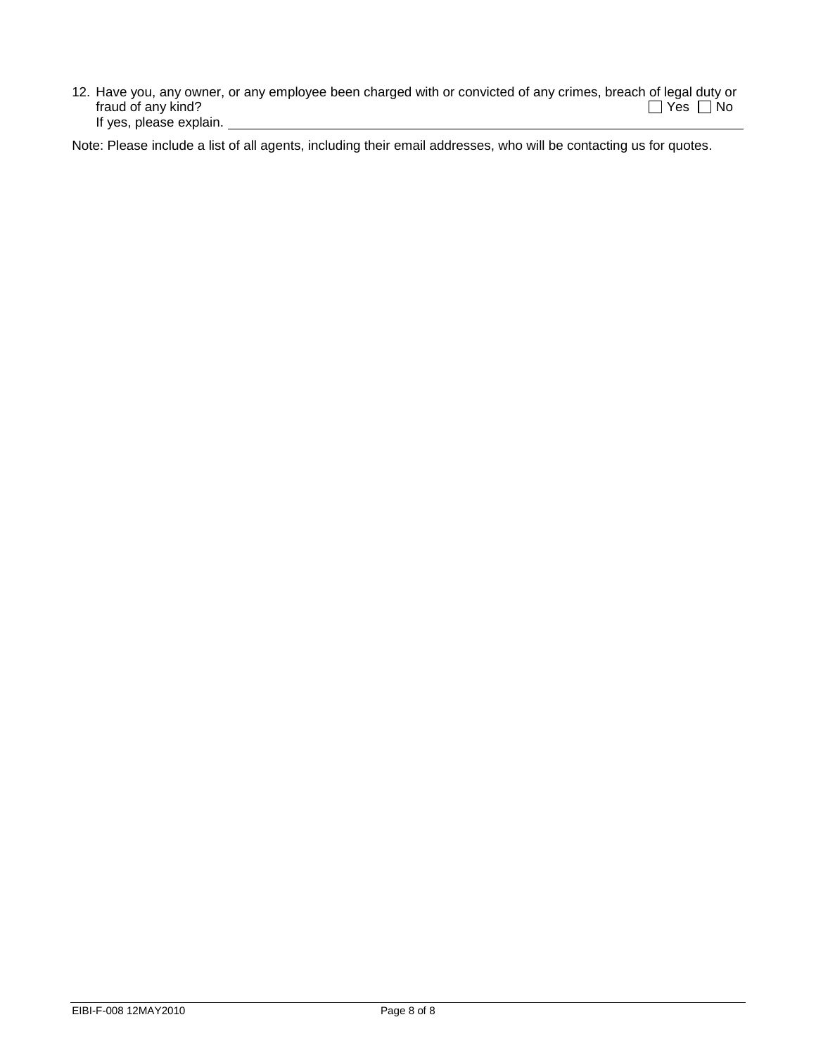12. Have you, any owner, or any employee been charged with or convicted of any crimes, breach of legal duty or fraud of any kind? ☐ Yes ☐ No

    If yes, please explain. ____________________________________________________________

Note: Please include a list of all agents, including their email addresses, who will be contacting us for quotes.